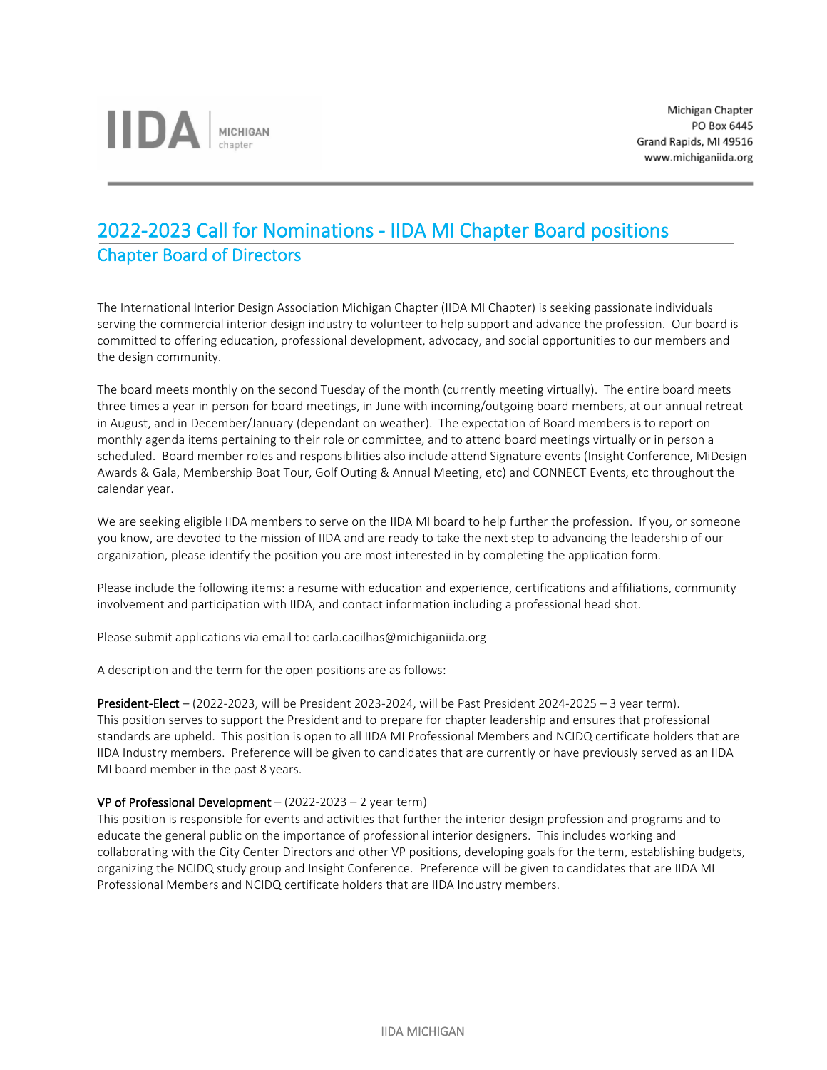IIDA | MICHIGAN chapter

Michigan Chapter
PO Box 6445
Grand Rapids, MI 49516
www.michiganiida.org

# 2022-2023 Call for Nominations - IIDA MI Chapter Board positions

## Chapter Board of Directors

The International Interior Design Association Michigan Chapter (IIDA MI Chapter) is seeking passionate individuals serving the commercial interior design industry to volunteer to help support and advance the profession. Our board is committed to offering education, professional development, advocacy, and social opportunities to our members and the design community.

The board meets monthly on the second Tuesday of the month (currently meeting virtually). The entire board meets three times a year in person for board meetings, in June with incoming/outgoing board members, at our annual retreat in August, and in December/January (dependant on weather). The expectation of Board members is to report on monthly agenda items pertaining to their role or committee, and to attend board meetings virtually or in person a scheduled. Board member roles and responsibilities also include attend Signature events (Insight Conference, MiDesign Awards & Gala, Membership Boat Tour, Golf Outing & Annual Meeting, etc) and CONNECT Events, etc throughout the calendar year.

We are seeking eligible IIDA members to serve on the IIDA MI board to help further the profession. If you, or someone you know, are devoted to the mission of IIDA and are ready to take the next step to advancing the leadership of our organization, please identify the position you are most interested in by completing the application form.

Please include the following items: a resume with education and experience, certifications and affiliations, community involvement and participation with IIDA, and contact information including a professional head shot.

Please submit applications via email to: carla.cacilhas@michiganiida.org

A description and the term for the open positions are as follows:

**President-Elect** – (2022-2023, will be President 2023-2024, will be Past President 2024-2025 – 3 year term).
This position serves to support the President and to prepare for chapter leadership and ensures that professional standards are upheld. This position is open to all IIDA MI Professional Members and NCIDQ certificate holders that are IIDA Industry members. Preference will be given to candidates that are currently or have previously served as an IIDA MI board member in the past 8 years.

**VP of Professional Development** – (2022-2023 – 2 year term)
This position is responsible for events and activities that further the interior design profession and programs and to educate the general public on the importance of professional interior designers. This includes working and collaborating with the City Center Directors and other VP positions, developing goals for the term, establishing budgets, organizing the NCIDQ study group and Insight Conference. Preference will be given to candidates that are IIDA MI Professional Members and NCIDQ certificate holders that are IIDA Industry members.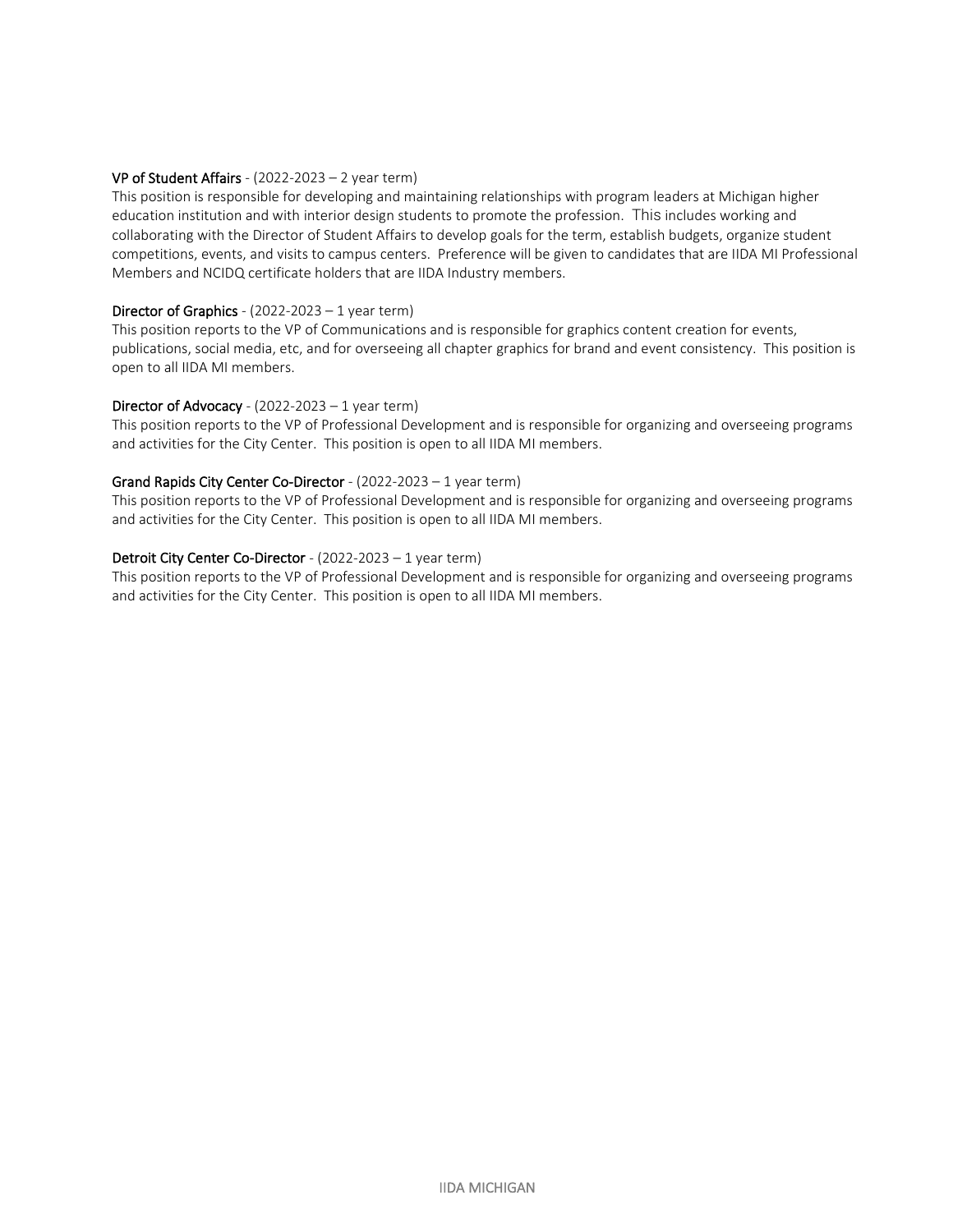**VP of Student Affairs** - (2022-2023 – 2 year term)
This position is responsible for developing and maintaining relationships with program leaders at Michigan higher education institution and with interior design students to promote the profession. This includes working and collaborating with the Director of Student Affairs to develop goals for the term, establish budgets, organize student competitions, events, and visits to campus centers. Preference will be given to candidates that are IIDA MI Professional Members and NCIDQ certificate holders that are IIDA Industry members.

**Director of Graphics** - (2022-2023 – 1 year term)
This position reports to the VP of Communications and is responsible for graphics content creation for events, publications, social media, etc, and for overseeing all chapter graphics for brand and event consistency. This position is open to all IIDA MI members.

**Director of Advocacy** - (2022-2023 – 1 year term)
This position reports to the VP of Professional Development and is responsible for organizing and overseeing programs and activities for the City Center. This position is open to all IIDA MI members.

**Grand Rapids City Center Co-Director** - (2022-2023 – 1 year term)
This position reports to the VP of Professional Development and is responsible for organizing and overseeing programs and activities for the City Center. This position is open to all IIDA MI members.

**Detroit City Center Co-Director** - (2022-2023 – 1 year term)
This position reports to the VP of Professional Development and is responsible for organizing and overseeing programs and activities for the City Center. This position is open to all IIDA MI members.